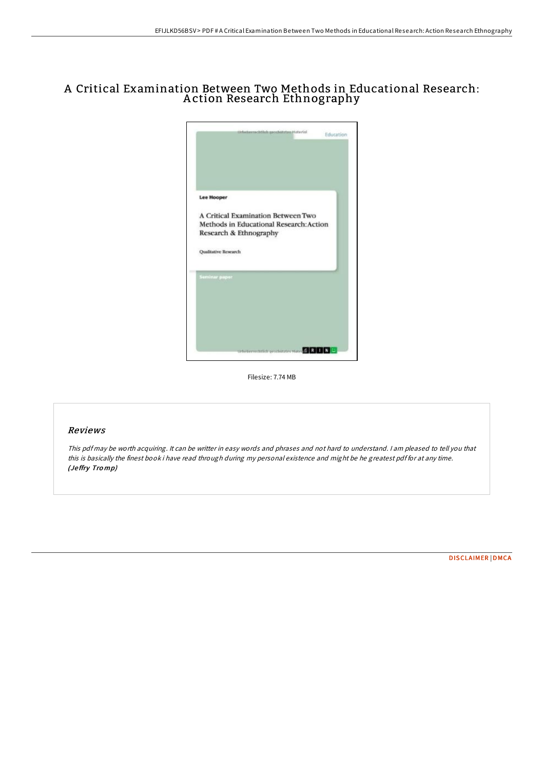# A Critical Examination Between Two Methods in Educational Research: Action Research Ethnography

Filesize: 7.74 MB

## Reviews

*This pdf may be worth acquiring. It can be writter in easy words and phrases and not hard to understand. I am pleased to tell you that this is basically the finest book i have read through during my personal existence and might be he greatest pdf for at any time.*
*(Jeffry Tromp)*

DISCLAIMER | DMCA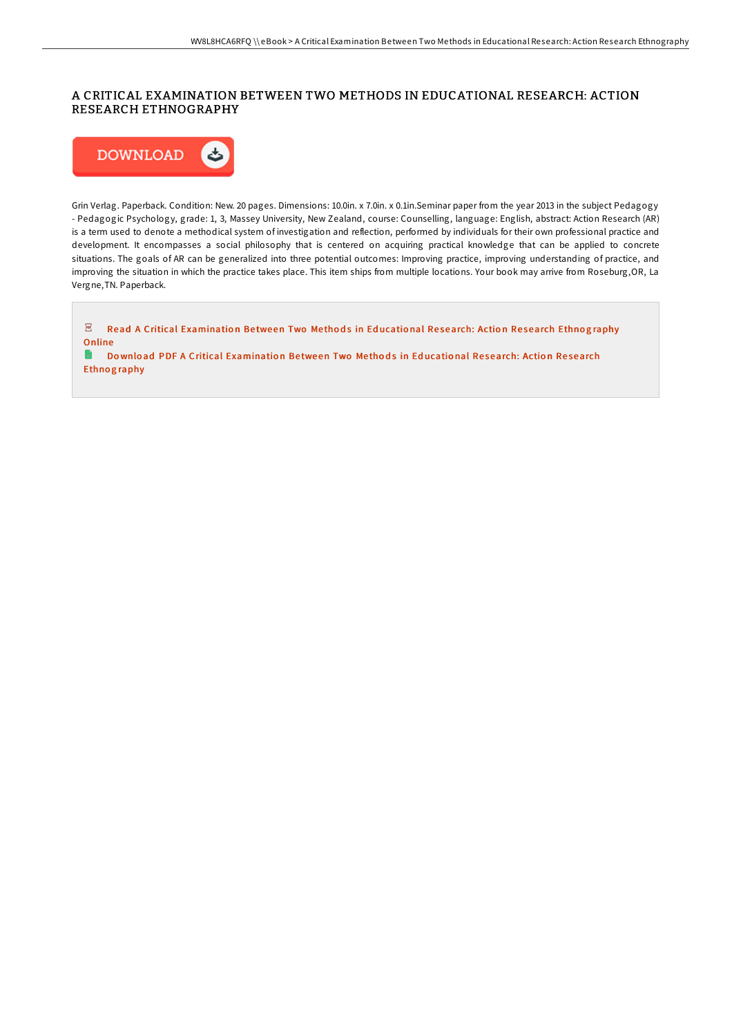# A CRITICAL EXAMINATION BETWEEN TWO METHODS IN EDUCATIONAL RESEARCH: ACTION RESEARCH ETHNOGRAPHY

DOWNLOAD

Grin Verlag. Paperback. Condition: New. 20 pages. Dimensions: 10.0in. x 7.0in. x 0.1in.Seminar paper from the year 2013 in the subject Pedagogy - Pedagogic Psychology, grade: 1, 3, Massey University, New Zealand, course: Counselling, language: English, abstract: Action Research (AR) is a term used to denote a methodical system of investigation and reflection, performed by individuals for their own professional practice and development. It encompasses a social philosophy that is centered on acquiring practical knowledge that can be applied to concrete situations. The goals of AR can be generalized into three potential outcomes: Improving practice, improving understanding of practice, and improving the situation in which the practice takes place. This item ships from multiple locations. Your book may arrive from Roseburg,OR, La Vergne,TN. Paperback.

Read A Critical Examination Between Two Methods in Educational Research: Action Research Ethnography Online

Download PDF A Critical Examination Between Two Methods in Educational Research: Action Research Ethnography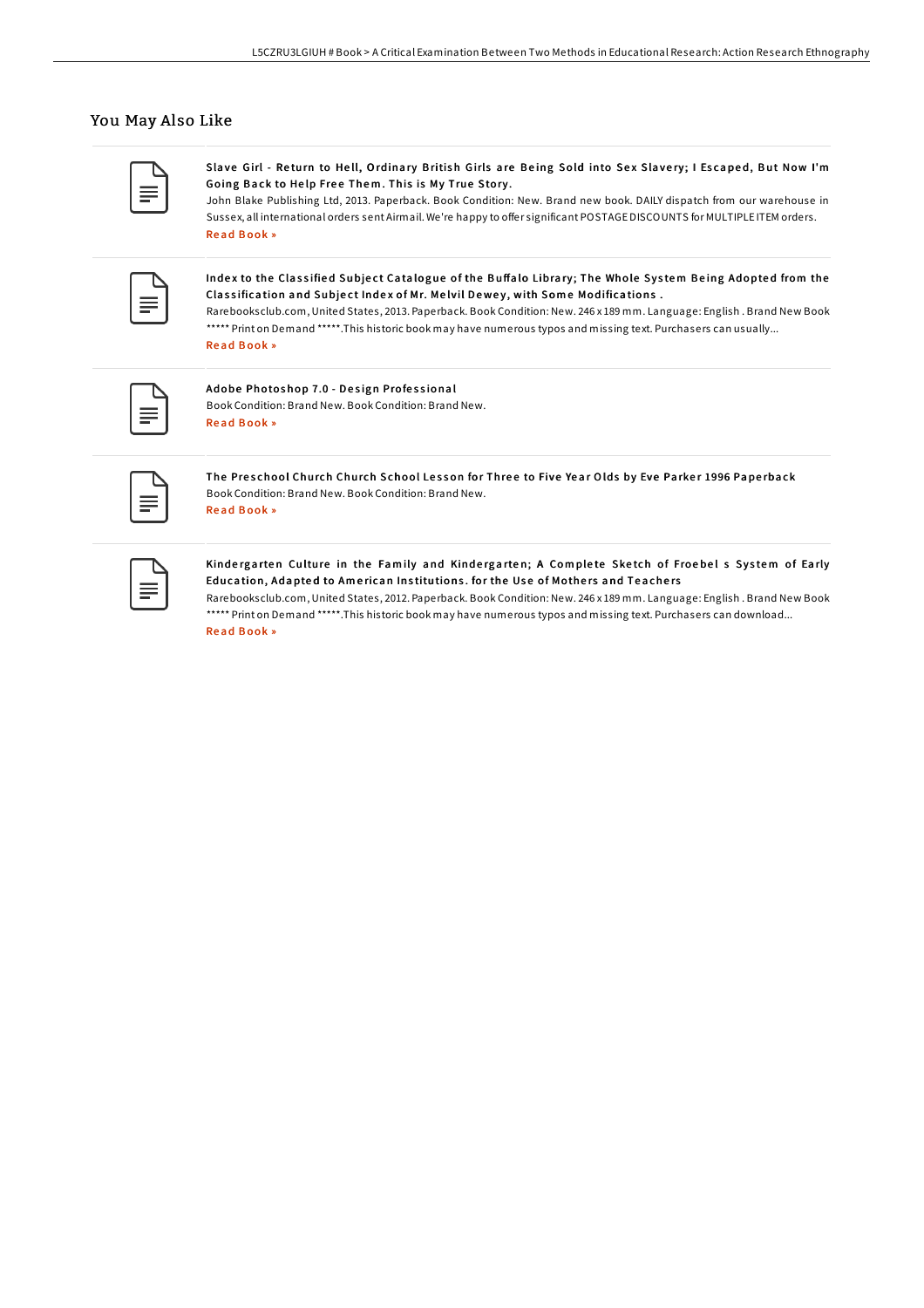## You May Also Like

**Slave Girl - Return to Hell, Ordinary British Girls are Being Sold into Sex Slavery; I Escaped, But Now I'm Going Back to Help Free Them. This is My True Story.**

John Blake Publishing Ltd, 2013. Paperback. Book Condition: New. Brand new book. DAILY dispatch from our warehouse in Sussex, all international orders sent Airmail. We're happy to offer significant POSTAGE DISCOUNTS for MULTIPLE ITEM orders.

Read Book »

**Index to the Classified Subject Catalogue of the Buffalo Library; The Whole System Being Adopted from the Classification and Subject Index of Mr. Melvil Dewey, with Some Modifications .**

Rarebooksclub.com, United States, 2013. Paperback. Book Condition: New. 246 x 189 mm. Language: English . Brand New Book ***** Print on Demand *****.This historic book may have numerous typos and missing text. Purchasers can usually...

Read Book »

**Adobe Photoshop 7.0 - Design Professional**

Book Condition: Brand New. Book Condition: Brand New.

Read Book »

**The Preschool Church Church School Lesson for Three to Five Year Olds by Eve Parker 1996 Paperback**

Book Condition: Brand New. Book Condition: Brand New.

Read Book »

**Kindergarten Culture in the Family and Kindergarten; A Complete Sketch of Froebel s System of Early Education, Adapted to American Institutions. for the Use of Mothers and Teachers**

Rarebooksclub.com, United States, 2012. Paperback. Book Condition: New. 246 x 189 mm. Language: English . Brand New Book ***** Print on Demand *****.This historic book may have numerous typos and missing text. Purchasers can download...

Read Book »